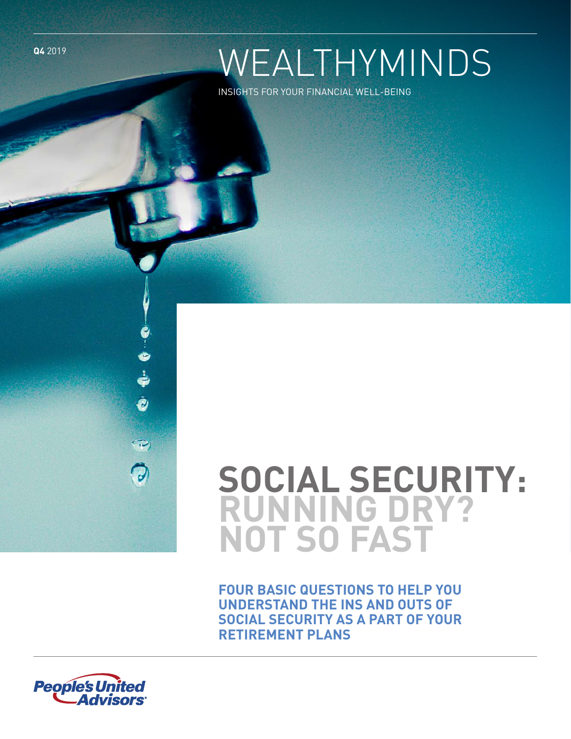**Q4** 2019

# WEALTHYMINDS

INSIGHTS FOR YOUR FINANCIAL WELL-BEING

# SOCIAL SECURITY: RUNNING DRY? NOT SO FAST

**FOUR BASIC QUESTIONS TO HELP YOU UNDERSTAND THE INS AND OUTS OF SOCIAL SECURITY AS A PART OF YOUR RETIREMENT PLANS**

People's United Advisors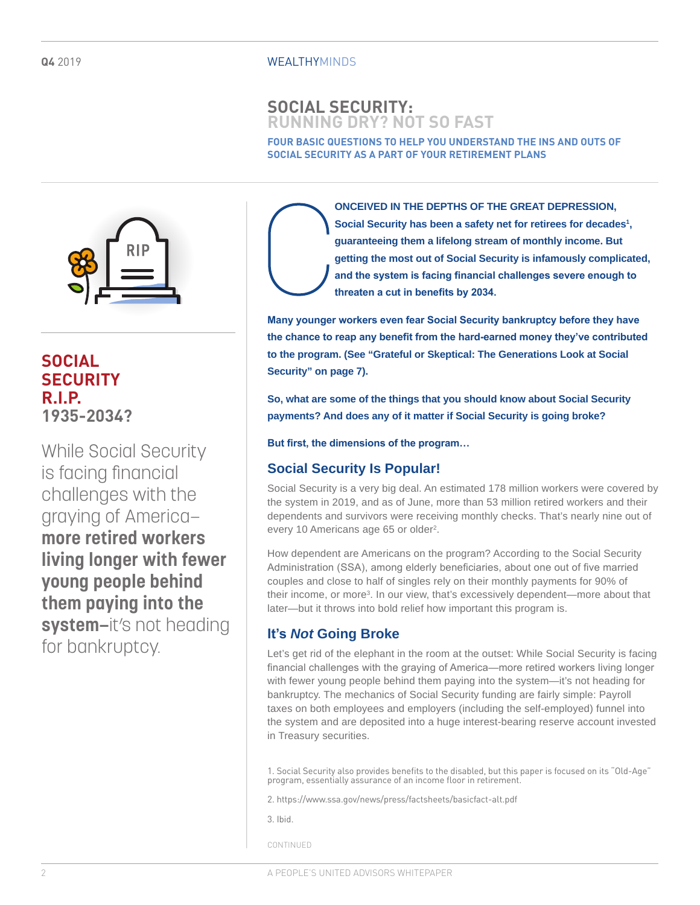# SOCIAL SECURITY: RUNNING DRY? NOT SO FAST

**FOUR BASIC QUESTIONS TO HELP YOU UNDERSTAND THE INS AND OUTS OF SOCIAL SECURITY AS A PART OF YOUR RETIREMENT PLANS**

**SOCIAL SECURITY R.I.P. 1935-2034?**

While Social Security is facing financial challenges with the graying of America–**more retired workers living longer with fewer young people behind them paying into the system–**it's not heading for bankruptcy.

**CONCEIVED IN THE DEPTHS OF THE GREAT DEPRESSION, Social Security has been a safety net for retirees for decades[1], guaranteeing them a lifelong stream of monthly income. But getting the most out of Social Security is infamously complicated, and the system is facing financial challenges severe enough to threaten a cut in benefits by 2034.**

**Many younger workers even fear Social Security bankruptcy before they have the chance to reap any benefit from the hard-earned money they've contributed to the program. (See "Grateful or Skeptical: The Generations Look at Social Security" on page 7).**

**So, what are some of the things that you should know about Social Security payments? And does any of it matter if Social Security is going broke?**

**But first, the dimensions of the program…**

## Social Security Is Popular!

Social Security is a very big deal. An estimated 178 million workers were covered by the system in 2019, and as of June, more than 53 million retired workers and their dependents and survivors were receiving monthly checks. That's nearly nine out of every 10 Americans age 65 or older[2].

How dependent are Americans on the program? According to the Social Security Administration (SSA), among elderly beneficiaries, about one out of five married couples and close to half of singles rely on their monthly payments for 90% of their income, or more[3]. In our view, that's excessively dependent—more about that later—but it throws into bold relief how important this program is.

## It's *Not* Going Broke

Let's get rid of the elephant in the room at the outset: While Social Security is facing financial challenges with the graying of America—more retired workers living longer with fewer young people behind them paying into the system—it's not heading for bankruptcy. The mechanics of Social Security funding are fairly simple: Payroll taxes on both employees and employers (including the self-employed) funnel into the system and are deposited into a huge interest-bearing reserve account invested in Treasury securities.

1. Social Security also provides benefits to the disabled, but this paper is focused on its "Old-Age" program, essentially assurance of an income floor in retirement.

2. https://www.ssa.gov/news/press/factsheets/basicfact-alt.pdf

3. Ibid.

CONTINUED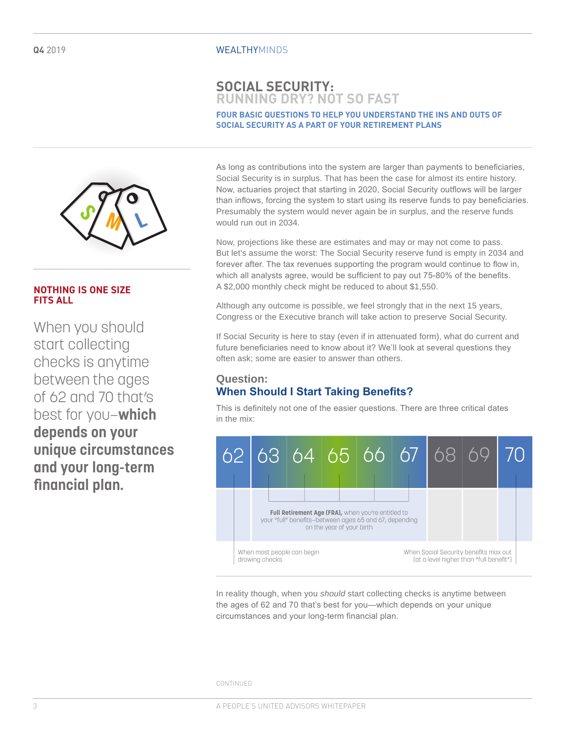# SOCIAL SECURITY: RUNNING DRY? NOT SO FAST

**FOUR BASIC QUESTIONS TO HELP YOU UNDERSTAND THE INS AND OUTS OF SOCIAL SECURITY AS A PART OF YOUR RETIREMENT PLANS**

**NOTHING IS ONE SIZE FITS ALL**

When you should start collecting checks is anytime between the ages of 62 and 70 that's best for you–**which depends on your unique circumstances and your long-term financial plan.**

As long as contributions into the system are larger than payments to beneficiaries, Social Security is in surplus. That has been the case for almost its entire history. Now, actuaries project that starting in 2020, Social Security outflows will be larger than inflows, forcing the system to start using its reserve funds to pay beneficiaries. Presumably the system would never again be in surplus, and the reserve funds would run out in 2034.

Now, projections like these are estimates and may or may not come to pass. But let's assume the worst: The Social Security reserve fund is empty in 2034 and forever after. The tax revenues supporting the program would continue to flow in, which all analysts agree, would be sufficient to pay out 75-80% of the benefits. A $2,000 monthly check might be reduced to about $1,550.

Although any outcome is possible, we feel strongly that in the next 15 years, Congress or the Executive branch will take action to preserve Social Security.

If Social Security is here to stay (even if in attenuated form), what do current and future beneficiaries need to know about it? We'll look at several questions they often ask; some are easier to answer than others.

## Question:
## When Should I Start Taking Benefits?

This is definitely not one of the easier questions. There are three critical dates in the mix:

62 63 64 65 66 67 68 69 70

- 62: When most people can begin drawing checks
- 63–67: **Full Retirement Age (FRA),** when you're entitled to your "full" benefits–between ages 65 and 67, depending on the year of your birth
- 70: When Social Security benefits max out (at a level higher than "full benefit")

In reality though, when you *should* start collecting checks is anytime between the ages of 62 and 70 that's best for you—which depends on your unique circumstances and your long-term financial plan.

CONTINUED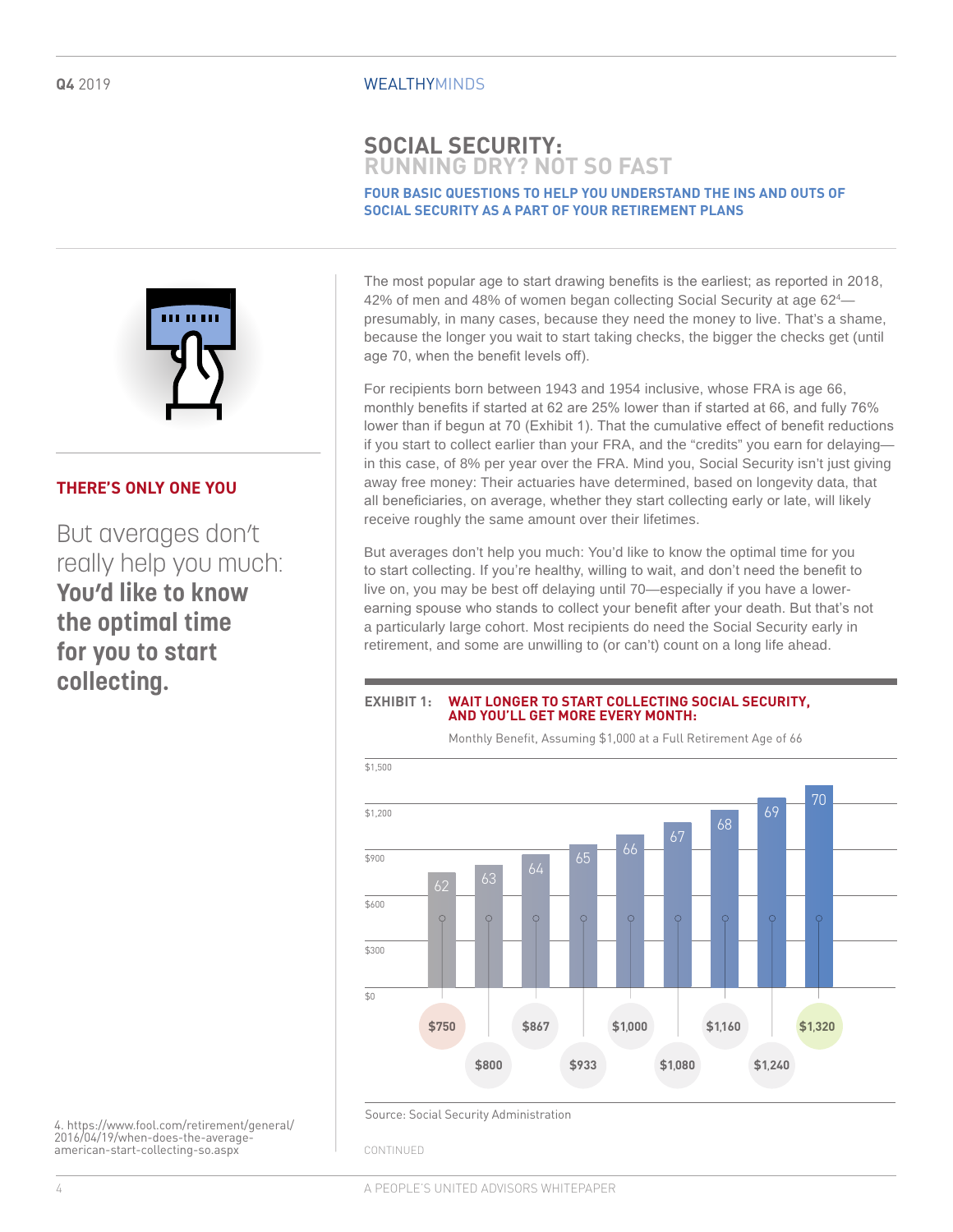## SOCIAL SECURITY: RUNNING DRY? NOT SO FAST

**FOUR BASIC QUESTIONS TO HELP YOU UNDERSTAND THE INS AND OUTS OF SOCIAL SECURITY AS A PART OF YOUR RETIREMENT PLANS**

### THERE'S ONLY ONE YOU

But averages don't really help you much: **You'd like to know the optimal time for you to start collecting.**

The most popular age to start drawing benefits is the earliest; as reported in 2018, 42% of men and 48% of women began collecting Social Security at age 62[4]—presumably, in many cases, because they need the money to live. That's a shame, because the longer you wait to start taking checks, the bigger the checks get (until age 70, when the benefit levels off).

For recipients born between 1943 and 1954 inclusive, whose FRA is age 66, monthly benefits if started at 62 are 25% lower than if started at 66, and fully 76% lower than if begun at 70 (Exhibit 1). That the cumulative effect of benefit reductions if you start to collect earlier than your FRA, and the "credits" you earn for delaying—in this case, of 8% per year over the FRA. Mind you, Social Security isn't just giving away free money: Their actuaries have determined, based on longevity data, that all beneficiaries, on average, whether they start collecting early or late, will likely receive roughly the same amount over their lifetimes.

But averages don't help you much: You'd like to know the optimal time for you to start collecting. If you're healthy, willing to wait, and don't need the benefit to live on, you may be best off delaying until 70—especially if you have a lower-earning spouse who stands to collect your benefit after your death. But that's not a particularly large cohort. Most recipients do need the Social Security early in retirement, and some are unwilling to (or can't) count on a long life ahead.

**EXHIBIT 1: WAIT LONGER TO START COLLECTING SOCIAL SECURITY, AND YOU'LL GET MORE EVERY MONTH:**

Monthly Benefit, Assuming $1,000 at a Full Retirement Age of 66

| Age | Monthly Benefit |
|---|---|
| 62 | $750 |
| 63 | $800 |
| 64 | $867 |
| 65 | $933 |
| 66 | $1,000 |
| 67 | $1,080 |
| 68 | $1,160 |
| 69 | $1,240 |
| 70 | $1,320 |

Source: Social Security Administration

CONTINUED

4. https://www.fool.com/retirement/general/2016/04/19/when-does-the-average-american-start-collecting-so.aspx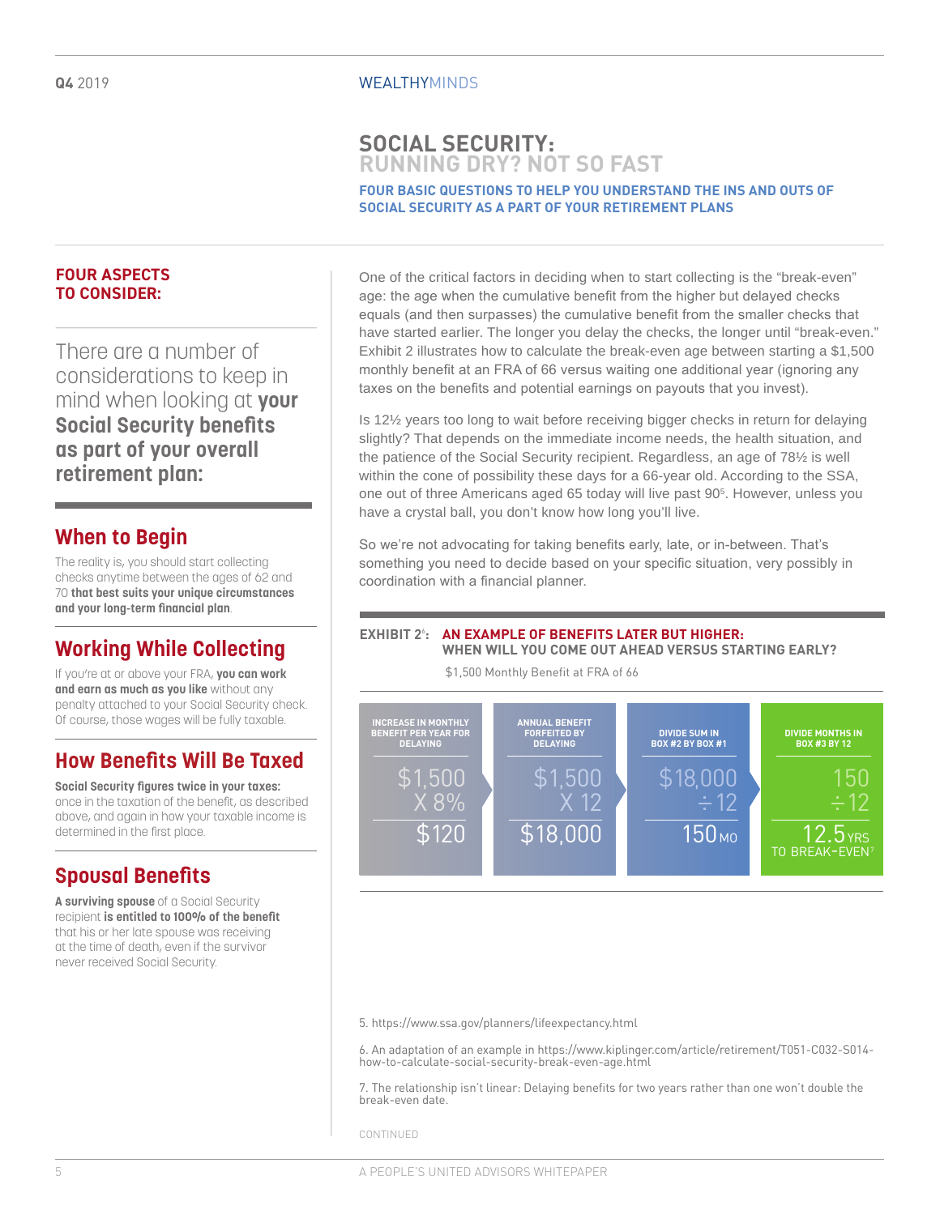# SOCIAL SECURITY: RUNNING DRY? NOT SO FAST

**FOUR BASIC QUESTIONS TO HELP YOU UNDERSTAND THE INS AND OUTS OF SOCIAL SECURITY AS A PART OF YOUR RETIREMENT PLANS**

## FOUR ASPECTS TO CONSIDER:

There are a number of considerations to keep in mind when looking at **your Social Security benefits as part of your overall retirement plan:**

### When to Begin

The reality is, you should start collecting checks anytime between the ages of 62 and 70 **that best suits your unique circumstances and your long-term financial plan**.

### Working While Collecting

If you're at or above your FRA, **you can work and earn as much as you like** without any penalty attached to your Social Security check. Of course, those wages will be fully taxable.

### How Benefits Will Be Taxed

**Social Security figures twice in your taxes:** once in the taxation of the benefit, as described above, and again in how your taxable income is determined in the first place.

### Spousal Benefits

**A surviving spouse** of a Social Security recipient **is entitled to 100% of the benefit** that his or her late spouse was receiving at the time of death, even if the survivor never received Social Security.

One of the critical factors in deciding when to start collecting is the "break-even" age: the age when the cumulative benefit from the higher but delayed checks equals (and then surpasses) the cumulative benefit from the smaller checks that have started earlier. The longer you delay the checks, the longer until "break-even." Exhibit 2 illustrates how to calculate the break-even age between starting a $1,500 monthly benefit at an FRA of 66 versus waiting one additional year (ignoring any taxes on the benefits and potential earnings on payouts that you invest).

Is 12½ years too long to wait before receiving bigger checks in return for delaying slightly? That depends on the immediate income needs, the health situation, and the patience of the Social Security recipient. Regardless, an age of 78½ is well within the cone of possibility these days for a 66-year old. According to the SSA, one out of three Americans aged 65 today will live past 90[5]. However, unless you have a crystal ball, you don't know how long you'll live.

So we're not advocating for taking benefits early, late, or in-between. That's something you need to decide based on your specific situation, very possibly in coordination with a financial planner.

**EXHIBIT 2[6]: AN EXAMPLE OF BENEFITS LATER BUT HIGHER: WHEN WILL YOU COME OUT AHEAD VERSUS STARTING EARLY?**

$1,500 Monthly Benefit at FRA of 66

| INCREASE IN MONTHLY BENEFIT PER YEAR FOR DELAYING | ANNUAL BENEFIT FORFEITED BY DELAYING | DIVIDE SUM IN BOX #2 BY BOX #1 | DIVIDE MONTHS IN BOX #3 BY 12 |
|---|---|---|---|
| $1,500 X 8% | $1,500 X 12 | $18,000 ÷ 12 | 150 ÷ 12 |
| $120 | $18,000 | 150 MO | 12.5 YRS TO BREAK-EVEN[7] |

5. https://www.ssa.gov/planners/lifeexpectancy.html

6. An adaptation of an example in https://www.kiplinger.com/article/retirement/T051-C032-S014-how-to-calculate-social-security-break-even-age.html

7. The relationship isn't linear: Delaying benefits for two years rather than one won't double the break-even date.

CONTINUED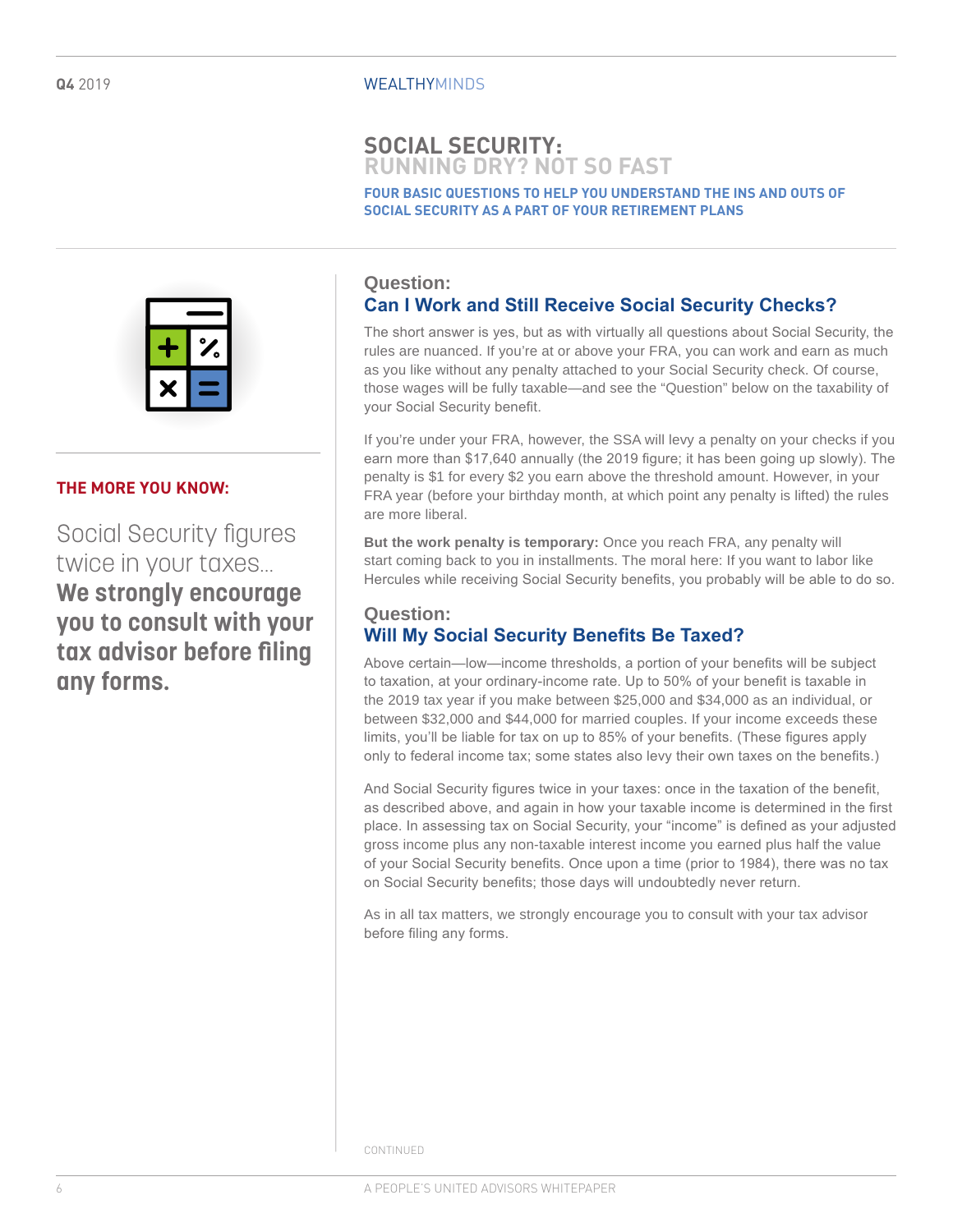# SOCIAL SECURITY: RUNNING DRY? NOT SO FAST

**FOUR BASIC QUESTIONS TO HELP YOU UNDERSTAND THE INS AND OUTS OF SOCIAL SECURITY AS A PART OF YOUR RETIREMENT PLANS**

**THE MORE YOU KNOW:**

Social Security figures twice in your taxes… **We strongly encourage you to consult with your tax advisor before filing any forms.**

## Question: Can I Work and Still Receive Social Security Checks?

The short answer is yes, but as with virtually all questions about Social Security, the rules are nuanced. If you're at or above your FRA, you can work and earn as much as you like without any penalty attached to your Social Security check. Of course, those wages will be fully taxable—and see the "Question" below on the taxability of your Social Security benefit.

If you're under your FRA, however, the SSA will levy a penalty on your checks if you earn more than $17,640 annually (the 2019 figure; it has been going up slowly). The penalty is $1 for every $2 you earn above the threshold amount. However, in your FRA year (before your birthday month, at which point any penalty is lifted) the rules are more liberal.

**But the work penalty is temporary:** Once you reach FRA, any penalty will start coming back to you in installments. The moral here: If you want to labor like Hercules while receiving Social Security benefits, you probably will be able to do so.

## Question: Will My Social Security Benefits Be Taxed?

Above certain—low—income thresholds, a portion of your benefits will be subject to taxation, at your ordinary-income rate. Up to 50% of your benefit is taxable in the 2019 tax year if you make between $25,000 and $34,000 as an individual, or between $32,000 and $44,000 for married couples. If your income exceeds these limits, you'll be liable for tax on up to 85% of your benefits. (These figures apply only to federal income tax; some states also levy their own taxes on the benefits.)

And Social Security figures twice in your taxes: once in the taxation of the benefit, as described above, and again in how your taxable income is determined in the first place. In assessing tax on Social Security, your "income" is defined as your adjusted gross income plus any non-taxable interest income you earned plus half the value of your Social Security benefits. Once upon a time (prior to 1984), there was no tax on Social Security benefits; those days will undoubtedly never return.

As in all tax matters, we strongly encourage you to consult with your tax advisor before filing any forms.

CONTINUED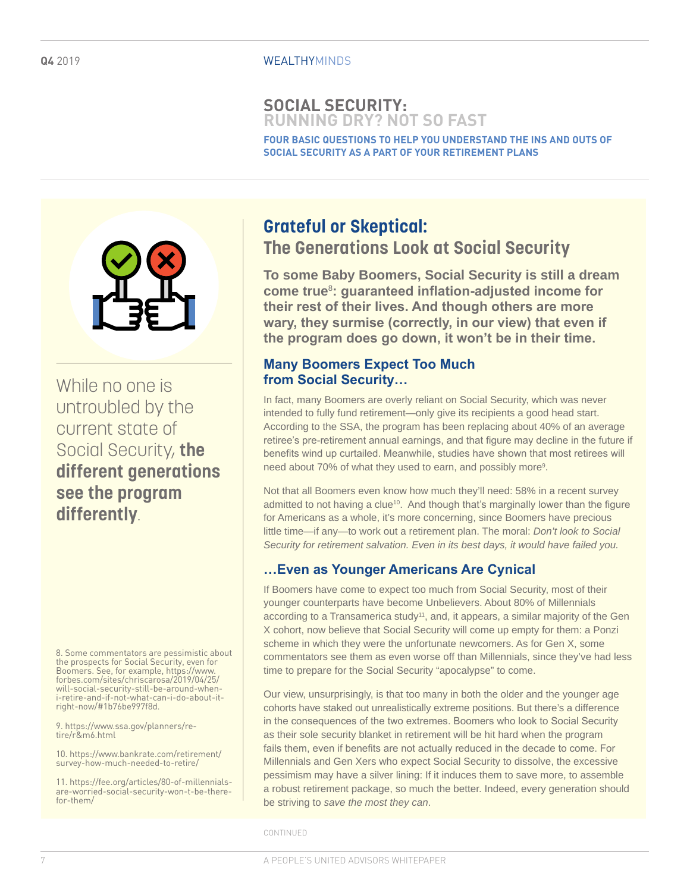# SOCIAL SECURITY: RUNNING DRY? NOT SO FAST

**FOUR BASIC QUESTIONS TO HELP YOU UNDERSTAND THE INS AND OUTS OF SOCIAL SECURITY AS A PART OF YOUR RETIREMENT PLANS**

While no one is untroubled by the current state of Social Security, **the different generations see the program differently**.

## Grateful or Skeptical: The Generations Look at Social Security

**To some Baby Boomers, Social Security is still a dream come true[8]: guaranteed inflation-adjusted income for their rest of their lives. And though others are more wary, they surmise (correctly, in our view) that even if the program does go down, it won't be in their time.**

### Many Boomers Expect Too Much from Social Security…

In fact, many Boomers are overly reliant on Social Security, which was never intended to fully fund retirement—only give its recipients a good head start. According to the SSA, the program has been replacing about 40% of an average retiree's pre-retirement annual earnings, and that figure may decline in the future if benefits wind up curtailed. Meanwhile, studies have shown that most retirees will need about 70% of what they used to earn, and possibly more[9].

Not that all Boomers even know how much they'll need: 58% in a recent survey admitted to not having a clue[10]. And though that's marginally lower than the figure for Americans as a whole, it's more concerning, since Boomers have precious little time—if any—to work out a retirement plan. The moral: *Don't look to Social Security for retirement salvation. Even in its best days, it would have failed you.*

### …Even as Younger Americans Are Cynical

If Boomers have come to expect too much from Social Security, most of their younger counterparts have become Unbelievers. About 80% of Millennials according to a Transamerica study[11], and, it appears, a similar majority of the Gen X cohort, now believe that Social Security will come up empty for them: a Ponzi scheme in which they were the unfortunate newcomers. As for Gen X, some commentators see them as even worse off than Millennials, since they've had less time to prepare for the Social Security "apocalypse" to come.

Our view, unsurprisingly, is that too many in both the older and the younger age cohorts have staked out unrealistically extreme positions. But there's a difference in the consequences of the two extremes. Boomers who look to Social Security as their sole security blanket in retirement will be hit hard when the program fails them, even if benefits are not actually reduced in the decade to come. For Millennials and Gen Xers who expect Social Security to dissolve, the excessive pessimism may have a silver lining: If it induces them to save more, to assemble a robust retirement package, so much the better. Indeed, every generation should be striving to *save the most they can*.

CONTINUED

8. Some commentators are pessimistic about the prospects for Social Security, even for Boomers. See, for example, https://www.forbes.com/sites/chriscarosa/2019/04/25/will-social-security-still-be-around-when-i-retire-and-if-not-what-can-i-do-about-it-right-now/#1b76be997f8d.

9. https://www.ssa.gov/planners/retire/r&m6.html

10. https://www.bankrate.com/retirement/survey-how-much-needed-to-retire/

11. https://fee.org/articles/80-of-millennials-are-worried-social-security-won-t-be-there-for-them/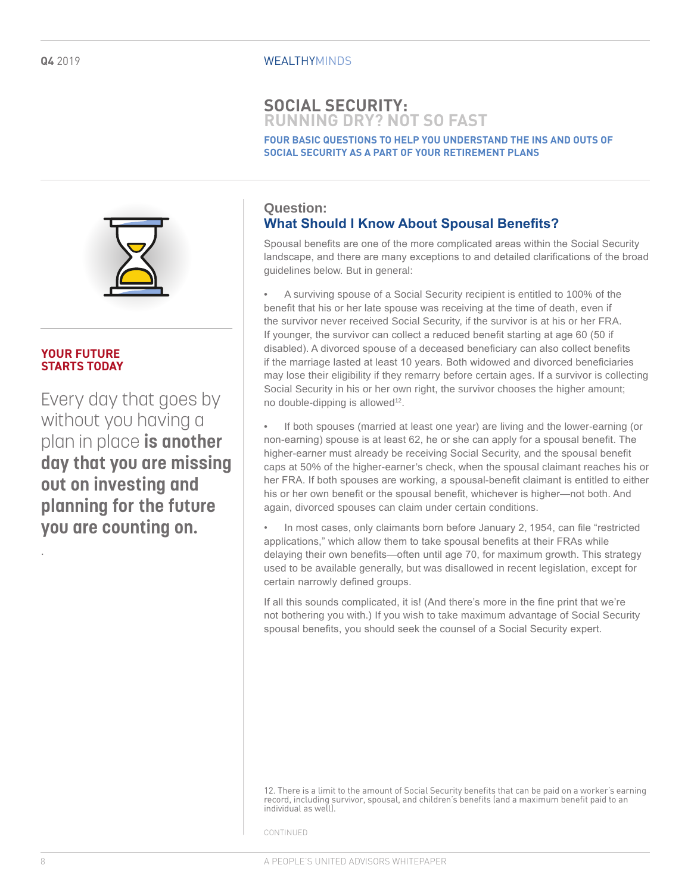# SOCIAL SECURITY: RUNNING DRY? NOT SO FAST

**FOUR BASIC QUESTIONS TO HELP YOU UNDERSTAND THE INS AND OUTS OF SOCIAL SECURITY AS A PART OF YOUR RETIREMENT PLANS**

**YOUR FUTURE STARTS TODAY**

Every day that goes by without you having a plan in place **is another day that you are missing out on investing and planning for the future you are counting on.**

## Question: What Should I Know About Spousal Benefits?

Spousal benefits are one of the more complicated areas within the Social Security landscape, and there are many exceptions to and detailed clarifications of the broad guidelines below. But in general:

- A surviving spouse of a Social Security recipient is entitled to 100% of the benefit that his or her late spouse was receiving at the time of death, even if the survivor never received Social Security, if the survivor is at his or her FRA. If younger, the survivor can collect a reduced benefit starting at age 60 (50 if disabled). A divorced spouse of a deceased beneficiary can also collect benefits if the marriage lasted at least 10 years. Both widowed and divorced beneficiaries may lose their eligibility if they remarry before certain ages. If a survivor is collecting Social Security in his or her own right, the survivor chooses the higher amount; no double-dipping is allowed[12].

- If both spouses (married at least one year) are living and the lower-earning (or non-earning) spouse is at least 62, he or she can apply for a spousal benefit. The higher-earner must already be receiving Social Security, and the spousal benefit caps at 50% of the higher-earner's check, when the spousal claimant reaches his or her FRA. If both spouses are working, a spousal-benefit claimant is entitled to either his or her own benefit or the spousal benefit, whichever is higher—not both. And again, divorced spouses can claim under certain conditions.

- In most cases, only claimants born before January 2, 1954, can file "restricted applications," which allow them to take spousal benefits at their FRAs while delaying their own benefits—often until age 70, for maximum growth. This strategy used to be available generally, but was disallowed in recent legislation, except for certain narrowly defined groups.

If all this sounds complicated, it is! (And there's more in the fine print that we're not bothering you with.) If you wish to take maximum advantage of Social Security spousal benefits, you should seek the counsel of a Social Security expert.

12. There is a limit to the amount of Social Security benefits that can be paid on a worker's earning record, including survivor, spousal, and children's benefits (and a maximum benefit paid to an individual as well).

CONTINUED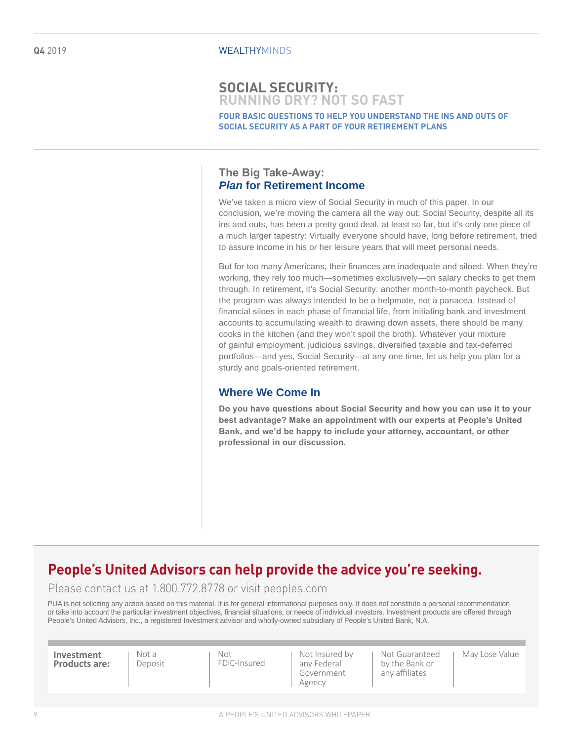# SOCIAL SECURITY: RUNNING DRY? NOT SO FAST

**FOUR BASIC QUESTIONS TO HELP YOU UNDERSTAND THE INS AND OUTS OF SOCIAL SECURITY AS A PART OF YOUR RETIREMENT PLANS**

## The Big Take-Away: *Plan* for Retirement Income

We've taken a micro view of Social Security in much of this paper. In our conclusion, we're moving the camera all the way out: Social Security, despite all its ins and outs, has been a pretty good deal, at least so far, but it's only one piece of a much larger tapestry: Virtually everyone should have, long before retirement, tried to assure income in his or her leisure years that will meet personal needs.

But for too many Americans, their finances are inadequate and siloed. When they're working, they rely too much—sometimes exclusively—on salary checks to get them through. In retirement, it's Social Security: another month-to-month paycheck. But the program was always intended to be a helpmate, not a panacea. Instead of financial siloes in each phase of financial life, from initiating bank and investment accounts to accumulating wealth to drawing down assets, there should be many cooks in the kitchen (and they won't spoil the broth). Whatever your mixture of gainful employment, judicious savings, diversified taxable and tax-deferred portfolios—and yes, Social Security—at any one time, let us help you plan for a sturdy and goals-oriented retirement.

## Where We Come In

**Do you have questions about Social Security and how you can use it to your best advantage? Make an appointment with our experts at People's United Bank, and we'd be happy to include your attorney, accountant, or other professional in our discussion.**

## People's United Advisors can help provide the advice you're seeking.

Please contact us at 1.800.772.8778 or visit peoples.com

PUA is not soliciting any action based on this material. It is for general informational purposes only. It does not constitute a personal recommendation or take into account the particular investment objectives, financial situations, or needs of individual investors. Investment products are offered through People's United Advisors, Inc., a registered Investment advisor and wholly-owned subsidiary of People's United Bank, N.A.

| | | | | | |
|---|---|---|---|---|---|
| **Investment Products are:** | Not a Deposit | Not FDIC-Insured | Not Insured by any Federal Government Agency | Not Guaranteed by the Bank or any affiliates | May Lose Value |